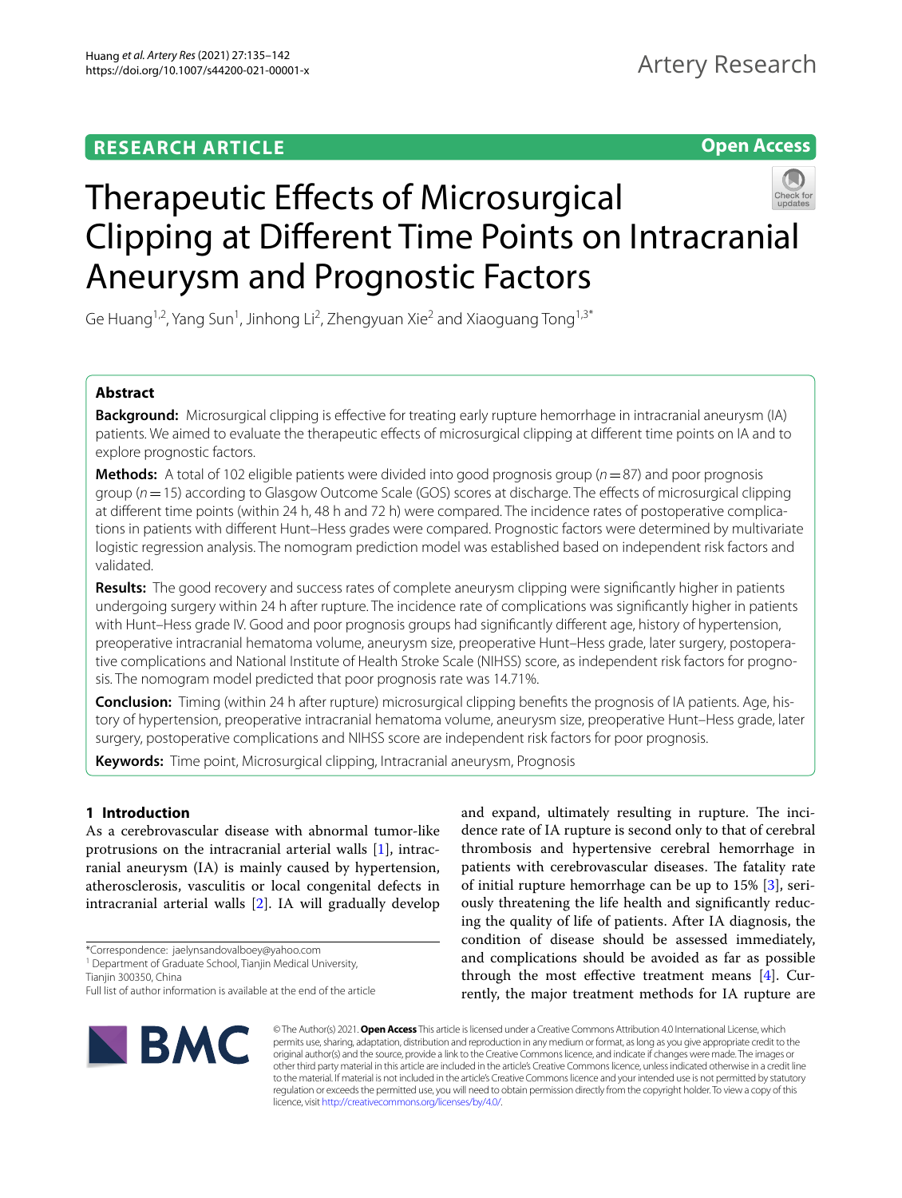RESEARCH ARTICLE

Open Access

# Therapeutic Effects of Microsurgical Clipping at Different Time Points on Intracranial Aneurysm and Prognostic Factors

Ge Huang[1,2], Yang Sun[1], Jinhong Li[2], Zhengyuan Xie[2] and Xiaoguang Tong[1,3*]

## Abstract

**Background:** Microsurgical clipping is effective for treating early rupture hemorrhage in intracranial aneurysm (IA) patients. We aimed to evaluate the therapeutic effects of microsurgical clipping at different time points on IA and to explore prognostic factors.

**Methods:** A total of 102 eligible patients were divided into good prognosis group ($n = 87$) and poor prognosis group ($n = 15$) according to Glasgow Outcome Scale (GOS) scores at discharge. The effects of microsurgical clipping at different time points (within 24 h, 48 h and 72 h) were compared. The incidence rates of postoperative complications in patients with different Hunt–Hess grades were compared. Prognostic factors were determined by multivariate logistic regression analysis. The nomogram prediction model was established based on independent risk factors and validated.

**Results:** The good recovery and success rates of complete aneurysm clipping were significantly higher in patients undergoing surgery within 24 h after rupture. The incidence rate of complications was significantly higher in patients with Hunt–Hess grade IV. Good and poor prognosis groups had significantly different age, history of hypertension, preoperative intracranial hematoma volume, aneurysm size, preoperative Hunt–Hess grade, later surgery, postoperative complications and National Institute of Health Stroke Scale (NIHSS) score, as independent risk factors for prognosis. The nomogram model predicted that poor prognosis rate was 14.71%.

**Conclusion:** Timing (within 24 h after rupture) microsurgical clipping benefits the prognosis of IA patients. Age, history of hypertension, preoperative intracranial hematoma volume, aneurysm size, preoperative Hunt–Hess grade, later surgery, postoperative complications and NIHSS score are independent risk factors for poor prognosis.

**Keywords:** Time point, Microsurgical clipping, Intracranial aneurysm, Prognosis

## 1 Introduction

As a cerebrovascular disease with abnormal tumor-like protrusions on the intracranial arterial walls [1], intracranial aneurysm (IA) is mainly caused by hypertension, atherosclerosis, vasculitis or local congenital defects in intracranial arterial walls [2]. IA will gradually develop and expand, ultimately resulting in rupture. The incidence rate of IA rupture is second only to that of cerebral thrombosis and hypertensive cerebral hemorrhage in patients with cerebrovascular diseases. The fatality rate of initial rupture hemorrhage can be up to 15% [3], seriously threatening the life health and significantly reducing the quality of life of patients. After IA diagnosis, the condition of disease should be assessed immediately, and complications should be avoided as far as possible through the most effective treatment means [4]. Currently, the major treatment methods for IA rupture are

*Correspondence: jaelynsandovalboey@yahoo.com
[1] Department of Graduate School, Tianjin Medical University, Tianjin 300350, China
Full list of author information is available at the end of the article

© The Author(s) 2021. **Open Access** This article is licensed under a Creative Commons Attribution 4.0 International License, which permits use, sharing, adaptation, distribution and reproduction in any medium or format, as long as you give appropriate credit to the original author(s) and the source, provide a link to the Creative Commons licence, and indicate if changes were made. The images or other third party material in this article are included in the article's Creative Commons licence, unless indicated otherwise in a credit line to the material. If material is not included in the article's Creative Commons licence and your intended use is not permitted by statutory regulation or exceeds the permitted use, you will need to obtain permission directly from the copyright holder. To view a copy of this licence, visit http://creativecommons.org/licenses/by/4.0/.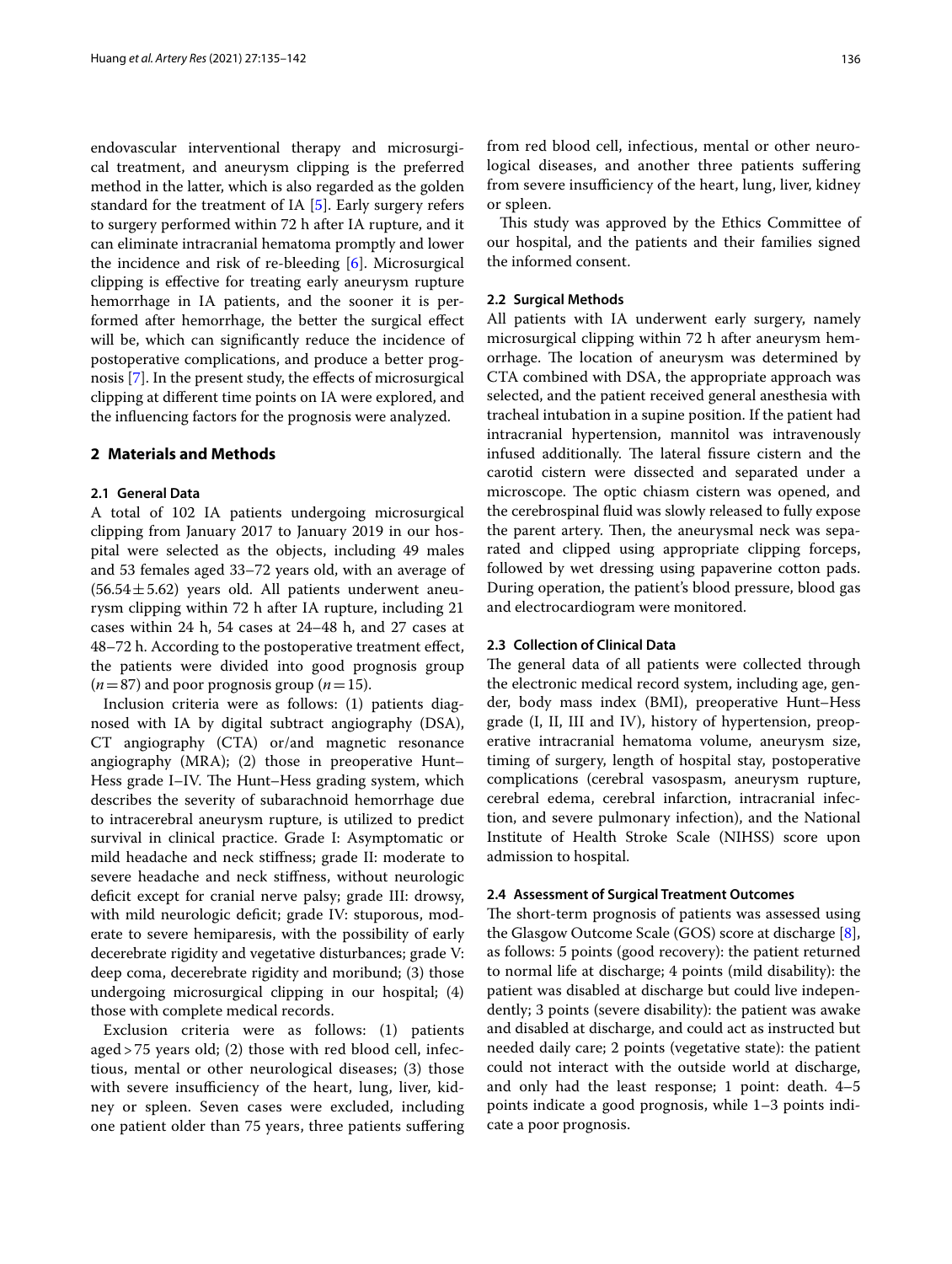endovascular interventional therapy and microsurgical treatment, and aneurysm clipping is the preferred method in the latter, which is also regarded as the golden standard for the treatment of IA [5]. Early surgery refers to surgery performed within 72 h after IA rupture, and it can eliminate intracranial hematoma promptly and lower the incidence and risk of re-bleeding [6]. Microsurgical clipping is effective for treating early aneurysm rupture hemorrhage in IA patients, and the sooner it is performed after hemorrhage, the better the surgical effect will be, which can significantly reduce the incidence of postoperative complications, and produce a better prognosis [7]. In the present study, the effects of microsurgical clipping at different time points on IA were explored, and the influencing factors for the prognosis were analyzed.

## 2 Materials and Methods

### 2.1 General Data

A total of 102 IA patients undergoing microsurgical clipping from January 2017 to January 2019 in our hospital were selected as the objects, including 49 males and 53 females aged 33–72 years old, with an average of ($56.54 \pm 5.62$) years old. All patients underwent aneurysm clipping within 72 h after IA rupture, including 21 cases within 24 h, 54 cases at 24–48 h, and 27 cases at 48–72 h. According to the postoperative treatment effect, the patients were divided into good prognosis group ($n = 87$) and poor prognosis group ($n = 15$).

Inclusion criteria were as follows: (1) patients diagnosed with IA by digital subtract angiography (DSA), CT angiography (CTA) or/and magnetic resonance angiography (MRA); (2) those in preoperative Hunt–Hess grade I–IV. The Hunt–Hess grading system, which describes the severity of subarachnoid hemorrhage due to intracerebral aneurysm rupture, is utilized to predict survival in clinical practice. Grade I: Asymptomatic or mild headache and neck stiffness; grade II: moderate to severe headache and neck stiffness, without neurologic deficit except for cranial nerve palsy; grade III: drowsy, with mild neurologic deficit; grade IV: stuporous, moderate to severe hemiparesis, with the possibility of early decerebrate rigidity and vegetative disturbances; grade V: deep coma, decerebrate rigidity and moribund; (3) those undergoing microsurgical clipping in our hospital; (4) those with complete medical records.

Exclusion criteria were as follows: (1) patients aged > 75 years old; (2) those with red blood cell, infectious, mental or other neurological diseases; (3) those with severe insufficiency of the heart, lung, liver, kidney or spleen. Seven cases were excluded, including one patient older than 75 years, three patients suffering from red blood cell, infectious, mental or other neurological diseases, and another three patients suffering from severe insufficiency of the heart, lung, liver, kidney or spleen.

This study was approved by the Ethics Committee of our hospital, and the patients and their families signed the informed consent.

### 2.2 Surgical Methods

All patients with IA underwent early surgery, namely microsurgical clipping within 72 h after aneurysm hemorrhage. The location of aneurysm was determined by CTA combined with DSA, the appropriate approach was selected, and the patient received general anesthesia with tracheal intubation in a supine position. If the patient had intracranial hypertension, mannitol was intravenously infused additionally. The lateral fissure cistern and the carotid cistern were dissected and separated under a microscope. The optic chiasm cistern was opened, and the cerebrospinal fluid was slowly released to fully expose the parent artery. Then, the aneurysmal neck was separated and clipped using appropriate clipping forceps, followed by wet dressing using papaverine cotton pads. During operation, the patient's blood pressure, blood gas and electrocardiogram were monitored.

### 2.3 Collection of Clinical Data

The general data of all patients were collected through the electronic medical record system, including age, gender, body mass index (BMI), preoperative Hunt–Hess grade (I, II, III and IV), history of hypertension, preoperative intracranial hematoma volume, aneurysm size, timing of surgery, length of hospital stay, postoperative complications (cerebral vasospasm, aneurysm rupture, cerebral edema, cerebral infarction, intracranial infection, and severe pulmonary infection), and the National Institute of Health Stroke Scale (NIHSS) score upon admission to hospital.

### 2.4 Assessment of Surgical Treatment Outcomes

The short-term prognosis of patients was assessed using the Glasgow Outcome Scale (GOS) score at discharge [8], as follows: 5 points (good recovery): the patient returned to normal life at discharge; 4 points (mild disability): the patient was disabled at discharge but could live independently; 3 points (severe disability): the patient was awake and disabled at discharge, and could act as instructed but needed daily care; 2 points (vegetative state): the patient could not interact with the outside world at discharge, and only had the least response; 1 point: death. 4–5 points indicate a good prognosis, while 1–3 points indicate a poor prognosis.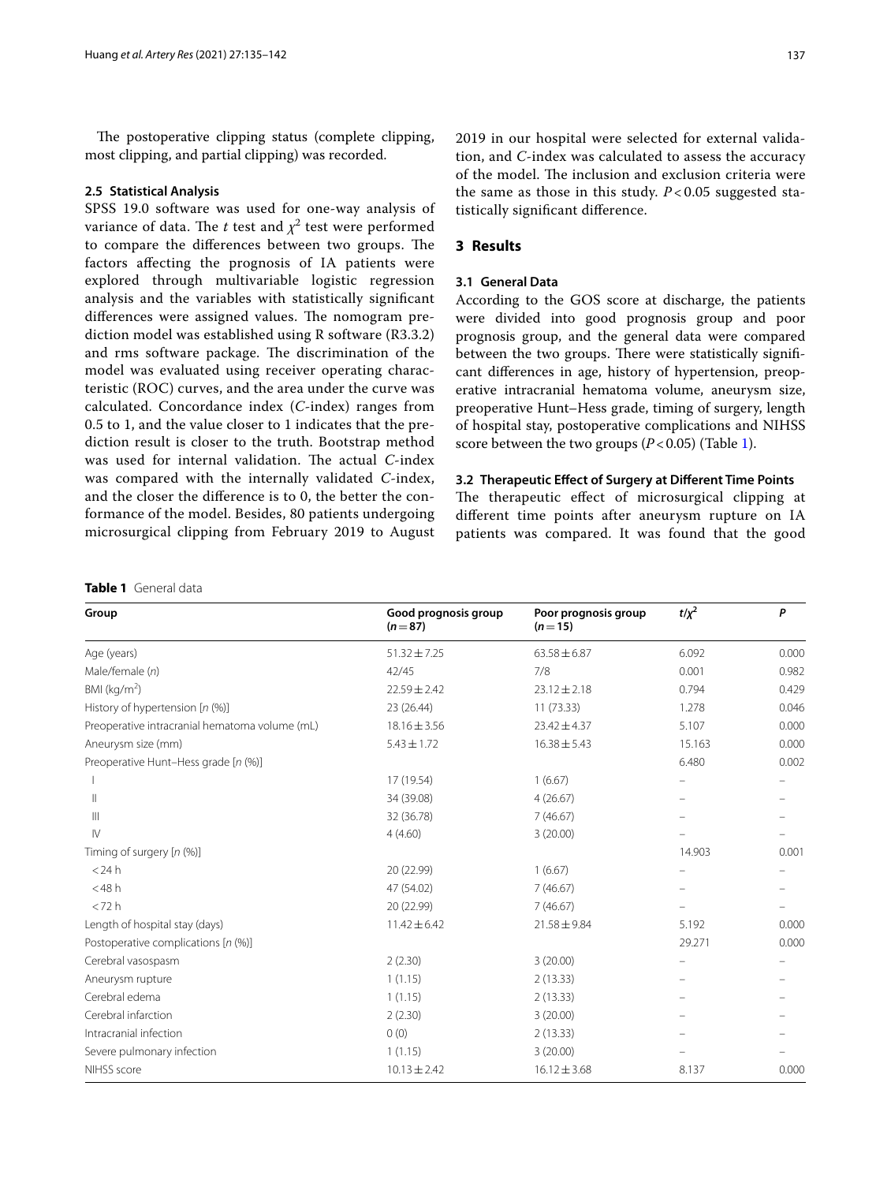The postoperative clipping status (complete clipping, most clipping, and partial clipping) was recorded.

### 2.5 Statistical Analysis

SPSS 19.0 software was used for one-way analysis of variance of data. The *t* test and $\chi^2$ test were performed to compare the differences between two groups. The factors affecting the prognosis of IA patients were explored through multivariable logistic regression analysis and the variables with statistically significant differences were assigned values. The nomogram prediction model was established using R software (R3.3.2) and rms software package. The discrimination of the model was evaluated using receiver operating characteristic (ROC) curves, and the area under the curve was calculated. Concordance index (*C*-index) ranges from 0.5 to 1, and the value closer to 1 indicates that the prediction result is closer to the truth. Bootstrap method was used for internal validation. The actual *C*-index was compared with the internally validated *C*-index, and the closer the difference is to 0, the better the conformance of the model. Besides, 80 patients undergoing microsurgical clipping from February 2019 to August 2019 in our hospital were selected for external validation, and *C*-index was calculated to assess the accuracy of the model. The inclusion and exclusion criteria were the same as those in this study. $P < 0.05$ suggested statistically significant difference.

## 3 Results

### 3.1 General Data

According to the GOS score at discharge, the patients were divided into good prognosis group and poor prognosis group, and the general data were compared between the two groups. There were statistically significant differences in age, history of hypertension, preoperative intracranial hematoma volume, aneurysm size, preoperative Hunt–Hess grade, timing of surgery, length of hospital stay, the postoperative complications and NIHSS score between the two groups ($P < 0.05$) (Table 1).

### 3.2 Therapeutic Effect of Surgery at Different Time Points

The therapeutic effect of microsurgical clipping at different time points after aneurysm rupture on IA patients was compared. It was found that the good

**Table 1** General data

| Group | Good prognosis group ($n = 87$) | Poor prognosis group ($n = 15$) | $t/\chi^2$ | $P$ |
|---|---|---|---|---|
| Age (years) | 51.32 ± 7.25 | 63.58 ± 6.87 | 6.092 | 0.000 |
| Male/female (*n*) | 42/45 | 7/8 | 0.001 | 0.982 |
| BMI (kg/m$^2$) | 22.59 ± 2.42 | 23.12 ± 2.18 | 0.794 | 0.429 |
| History of hypertension [*n* (%)] | 23 (26.44) | 11 (73.33) | 1.278 | 0.046 |
| Preoperative intracranial hematoma volume (mL) | 18.16 ± 3.56 | 23.42 ± 4.37 | 5.107 | 0.000 |
| Aneurysm size (mm) | 5.43 ± 1.72 | 16.38 ± 5.43 | 15.163 | 0.000 |
| Preoperative Hunt–Hess grade [*n* (%)] | | | 6.480 | 0.002 |
| I | 17 (19.54) | 1 (6.67) | – | – |
| II | 34 (39.08) | 4 (26.67) | – | – |
| III | 32 (36.78) | 7 (46.67) | – | – |
| IV | 4 (4.60) | 3 (20.00) | – | – |
| Timing of surgery [*n* (%)] | | | 14.903 | 0.001 |
| < 24 h | 20 (22.99) | 1 (6.67) | – | – |
| < 48 h | 47 (54.02) | 7 (46.67) | – | – |
| < 72 h | 20 (22.99) | 7 (46.67) | – | – |
| Length of hospital stay (days) | 11.42 ± 6.42 | 21.58 ± 9.84 | 5.192 | 0.000 |
| Postoperative complications [*n* (%)] | | | 29.271 | 0.000 |
| Cerebral vasospasm | 2 (2.30) | 3 (20.00) | – | – |
| Aneurysm rupture | 1 (1.15) | 2 (13.33) | – | – |
| Cerebral edema | 1 (1.15) | 2 (13.33) | – | – |
| Cerebral infarction | 2 (2.30) | 3 (20.00) | – | – |
| Intracranial infection | 0 (0) | 2 (13.33) | – | – |
| Severe pulmonary infection | 1 (1.15) | 3 (20.00) | – | – |
| NIHSS score | 10.13 ± 2.42 | 16.12 ± 3.68 | 8.137 | 0.000 |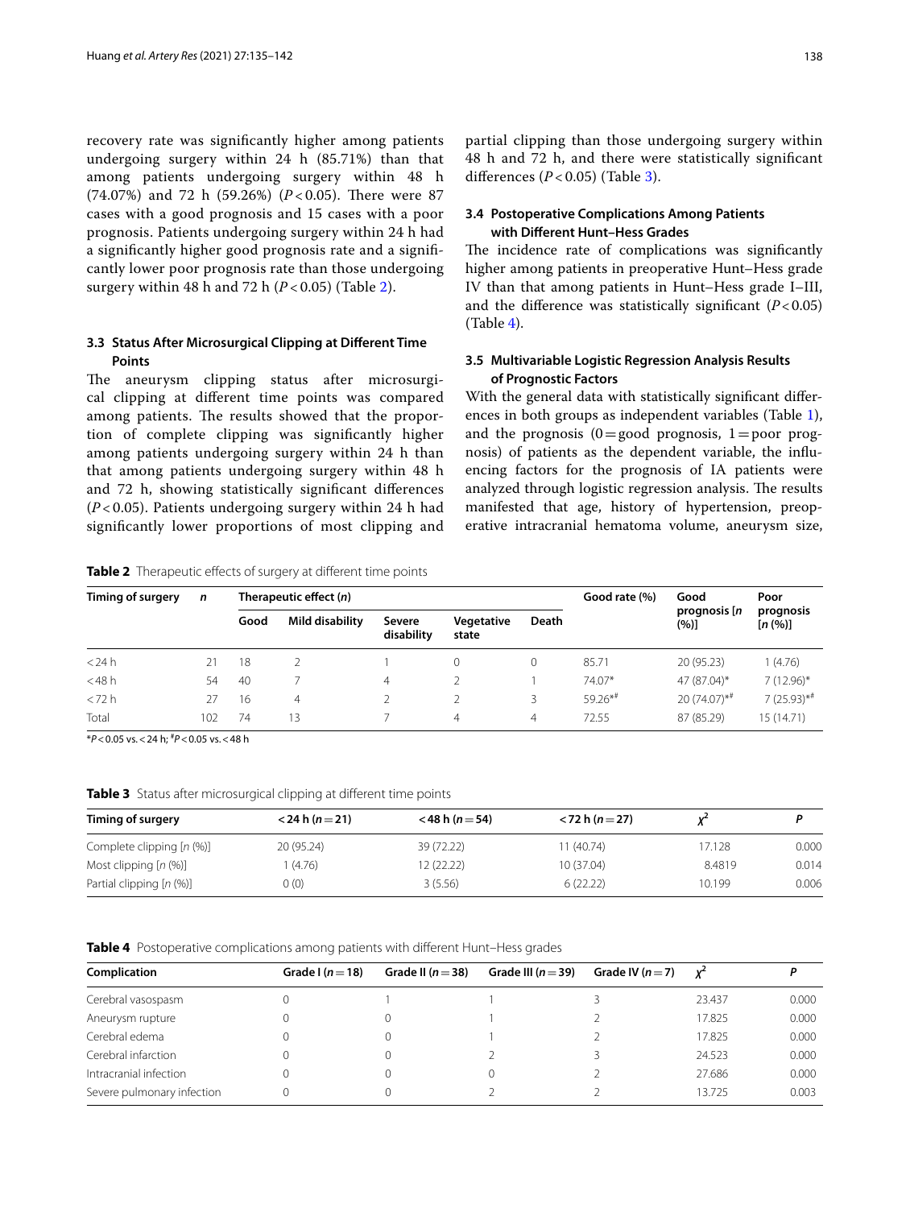recovery rate was significantly higher among patients undergoing surgery within 24 h (85.71%) than that among patients undergoing surgery within 48 h (74.07%) and 72 h (59.26%) ($P<0.05$). There were 87 cases with a good prognosis and 15 cases with a poor prognosis. Patients undergoing surgery within 24 h had a significantly higher good prognosis rate and a significantly lower poor prognosis rate than those undergoing surgery within 48 h and 72 h ($P<0.05$) (Table 2).

### 3.3 Status After Microsurgical Clipping at Different Time Points

The aneurysm clipping status after microsurgical clipping at different time points was compared among patients. The results showed that the proportion of complete clipping was significantly higher among patients undergoing surgery within 24 h than that among patients undergoing surgery within 48 h and 72 h, showing statistically significant differences ($P<0.05$). Patients undergoing surgery within 24 h had significantly lower proportions of most clipping and partial clipping than those undergoing surgery within 48 h and 72 h, and there were statistically significant differences ($P<0.05$) (Table 3).

### 3.4 Postoperative Complications Among Patients with Different Hunt–Hess Grades

The incidence rate of complications was significantly higher among patients in preoperative Hunt–Hess grade IV than that among patients in Hunt–Hess grade I–III, and the difference was statistically significant ($P<0.05$) (Table 4).

### 3.5 Multivariable Logistic Regression Analysis Results of Prognostic Factors

With the general data with statistically significant differences in both groups as independent variables (Table 1), and the prognosis (0 = good prognosis, 1 = poor prognosis) of patients as the dependent variable, the influencing factors for the prognosis of IA patients were analyzed through logistic regression analysis. The results manifested that age, history of hypertension, preoperative intracranial hematoma volume, aneurysm size,

**Table 2** Therapeutic effects of surgery at different time points

| Timing of surgery | n | Therapeutic effect (n) | | | | | Good rate (%) | Good prognosis [n (%)] | Poor prognosis [n (%)] |
|---|---|---|---|---|---|---|---|---|---|
| | | Good | Mild disability | Severe disability | Vegetative state | Death | | | |
| <24 h | 21 | 18 | 2 | 1 | 0 | 0 | 85.71 | 20 (95.23) | 1 (4.76) |
| <48 h | 54 | 40 | 7 | 4 | 2 | 1 | 74.07* | 47 (87.04)* | 7 (12.96)* |
| <72 h | 27 | 16 | 4 | 2 | 2 | 3 | 59.26*# | 20 (74.07)*# | 7 (25.93)*# |
| Total | 102 | 74 | 13 | 7 | 4 | 4 | 72.55 | 87 (85.29) | 15 (14.71) |

*$P<0.05$ vs. <24 h; #$P<0.05$ vs. <48 h

**Table 3** Status after microsurgical clipping at different time points

| Timing of surgery | <24 h (n = 21) | <48 h (n = 54) | <72 h (n = 27) | $\chi^2$ | P |
|---|---|---|---|---|---|
| Complete clipping [n (%)] | 20 (95.24) | 39 (72.22) | 11 (40.74) | 17.128 | 0.000 |
| Most clipping [n (%)] | 1 (4.76) | 12 (22.22) | 10 (37.04) | 8.4819 | 0.014 |
| Partial clipping [n (%)] | 0 (0) | 3 (5.56) | 6 (22.22) | 10.199 | 0.006 |

**Table 4** Postoperative complications among patients with different Hunt–Hess grades

| Complication | Grade I (n = 18) | Grade II (n = 38) | Grade III (n = 39) | Grade IV (n = 7) | $\chi^2$ | P |
|---|---|---|---|---|---|---|
| Cerebral vasospasm | 0 | 1 | 1 | 3 | 23.437 | 0.000 |
| Aneurysm rupture | 0 | 0 | 1 | 2 | 17.825 | 0.000 |
| Cerebral edema | 0 | 0 | 1 | 2 | 17.825 | 0.000 |
| Cerebral infarction | 0 | 0 | 2 | 3 | 24.523 | 0.000 |
| Intracranial infection | 0 | 0 | 0 | 2 | 27.686 | 0.000 |
| Severe pulmonary infection | 0 | 0 | 2 | 2 | 13.725 | 0.003 |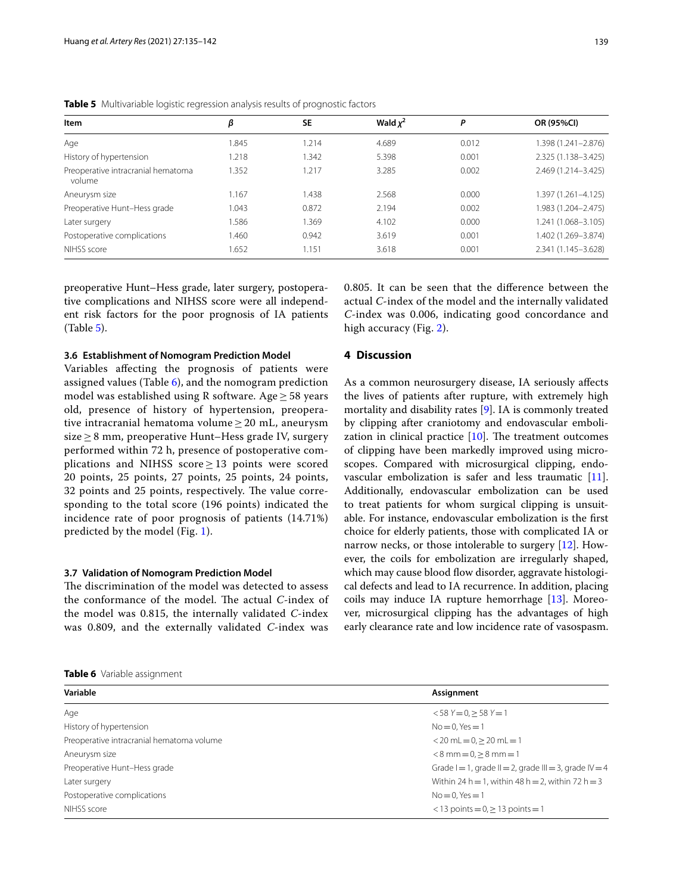**Table 5** Multivariable logistic regression analysis results of prognostic factors

| Item | $\beta$ | SE | Wald $\chi^2$ | $P$ | OR (95%CI) |
|---|---|---|---|---|---|
| Age | 1.845 | 1.214 | 4.689 | 0.012 | 1.398 (1.241–2.876) |
| History of hypertension | 1.218 | 1.342 | 5.398 | 0.001 | 2.325 (1.138–3.425) |
| Preoperative intracranial hematoma volume | 1.352 | 1.217 | 3.285 | 0.002 | 2.469 (1.214–3.425) |
| Aneurysm size | 1.167 | 1.438 | 2.568 | 0.000 | 1.397 (1.261–4.125) |
| Preoperative Hunt–Hess grade | 1.043 | 0.872 | 2.194 | 0.002 | 1.983 (1.204–2.475) |
| Later surgery | 1.586 | 1.369 | 4.102 | 0.000 | 1.241 (1.068–3.105) |
| Postoperative complications | 1.460 | 0.942 | 3.619 | 0.001 | 1.402 (1.269–3.874) |
| NIHSS score | 1.652 | 1.151 | 3.618 | 0.001 | 2.341 (1.145–3.628) |

preoperative Hunt–Hess grade, later surgery, postoperative complications and NIHSS score were all independent risk factors for the poor prognosis of IA patients (Table 5).

### 3.6 Establishment of Nomogram Prediction Model

Variables affecting the prognosis of patients were assigned values (Table 6), and the nomogram prediction model was established using R software. Age ≥ 58 years old, presence of history of hypertension, preoperative intracranial hematoma volume ≥ 20 mL, aneurysm size ≥ 8 mm, preoperative Hunt–Hess grade IV, surgery performed within 72 h, presence of postoperative complications and NIHSS score ≥ 13 points were scored 20 points, 25 points, 27 points, 25 points, 24 points, 32 points and 25 points, respectively. The value corresponding to the total score (196 points) indicated the incidence rate of poor prognosis of patients (14.71%) predicted by the model (Fig. 1).

### 3.7 Validation of Nomogram Prediction Model

The discrimination of the model was detected to assess the conformance of the model. The actual *C*-index of the model was 0.815, the internally validated *C*-index was 0.809, and the externally validated *C*-index was 0.805. It can be seen that the difference between the actual *C*-index of the model and the internally validated *C*-index was 0.006, indicating good concordance and high accuracy (Fig. 2).

## 4 Discussion

As a common neurosurgery disease, IA seriously affects the lives of patients after rupture, with extremely high mortality and disability rates [9]. IA is commonly treated by clipping after craniotomy and endovascular embolization in clinical practice [10]. The treatment outcomes of clipping have been markedly improved using microscopes. Compared with microsurgical clipping, endovascular embolization is safer and less traumatic [11]. Additionally, endovascular embolization can be used to treat patients for whom surgical clipping is unsuitable. For instance, endovascular embolization is the first choice for elderly patients, those with complicated IA or narrow necks, or those intolerable to surgery [12]. However, the coils for embolization are irregularly shaped, which may cause blood flow disorder, aggravate histological defects and lead to IA recurrence. In addition, placing coils may induce IA rupture hemorrhage [13]. Moreover, microsurgical clipping has the advantages of high early clearance rate and low incidence rate of vasospasm.

**Table 6** Variable assignment

| Variable | Assignment |
|---|---|
| Age | < 58 Y = 0, ≥ 58 Y = 1 |
| History of hypertension | No = 0, Yes = 1 |
| Preoperative intracranial hematoma volume | < 20 mL = 0, ≥ 20 mL = 1 |
| Aneurysm size | < 8 mm = 0, ≥ 8 mm = 1 |
| Preoperative Hunt–Hess grade | Grade I = 1, grade II = 2, grade III = 3, grade IV = 4 |
| Later surgery | Within 24 h = 1, within 48 h = 2, within 72 h = 3 |
| Postoperative complications | No = 0, Yes = 1 |
| NIHSS score | < 13 points = 0, ≥ 13 points = 1 |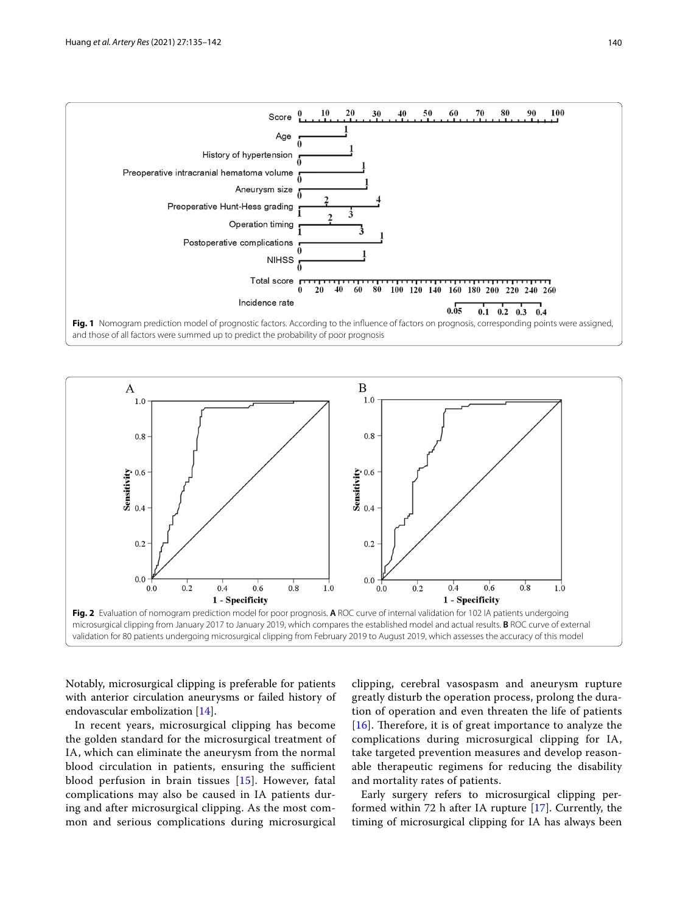**Fig. 1** Nomogram prediction model of prognostic factors. According to the influence of factors on prognosis, corresponding points were assigned, and those of all factors were summed up to predict the probability of poor prognosis

**Fig. 2** Evaluation of nomogram prediction model for poor prognosis. **A** ROC curve of internal validation for 102 IA patients undergoing microsurgical clipping from January 2017 to January 2019, which compares the established model and actual results. **B** ROC curve of external validation for 80 patients undergoing microsurgical clipping from February 2019 to August 2019, which assesses the accuracy of this model

Notably, microsurgical clipping is preferable for patients with anterior circulation aneurysms or failed history of endovascular embolization [14].

In recent years, microsurgical clipping has become the golden standard for the microsurgical treatment of IA, which can eliminate the aneurysm from the normal blood circulation in patients, ensuring the sufficient blood perfusion in brain tissues [15]. However, fatal complications may also be caused in IA patients during and after microsurgical clipping. As the most common and serious complications during microsurgical clipping, cerebral vasospasm and aneurysm rupture greatly disturb the operation process, prolong the duration of operation and even threaten the life of patients [16]. Therefore, it is of great importance to analyze the complications during microsurgical clipping for IA, take targeted prevention measures and develop reasonable therapeutic regimens for reducing the disability and mortality rates of patients.

Early surgery refers to microsurgical clipping performed within 72 h after IA rupture [17]. Currently, the timing of microsurgical clipping for IA has always been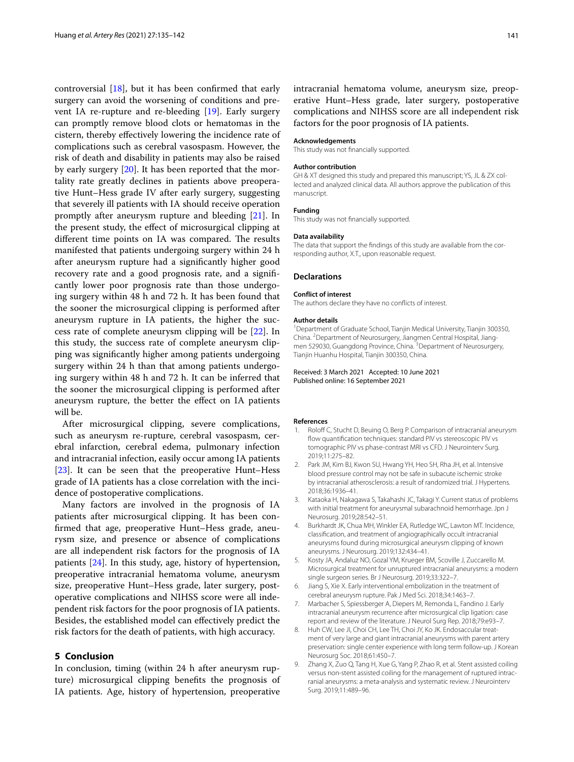controversial [18], but it has been confirmed that early surgery can avoid the worsening of conditions and prevent IA re-rupture and re-bleeding [19]. Early surgery can promptly remove blood clots or hematomas in the cistern, thereby effectively lowering the incidence rate of complications such as cerebral vasospasm. However, the risk of death and disability in patients may also be raised by early surgery [20]. It has been reported that the mortality rate greatly declines in patients above preoperative Hunt–Hess grade IV after early surgery, suggesting that severely ill patients with IA should receive operation promptly after aneurysm rupture and bleeding [21]. In the present study, the effect of microsurgical clipping at different time points on IA was compared. The results manifested that patients undergoing surgery within 24 h after aneurysm rupture had a significantly higher good recovery rate and a good prognosis rate, and a significantly lower poor prognosis rate than those undergoing surgery within 48 h and 72 h. It has been found that the sooner the microsurgical clipping is performed after aneurysm rupture in IA patients, the higher the success rate of complete aneurysm clipping will be [22]. In this study, the success rate of complete aneurysm clipping was significantly higher among patients undergoing surgery within 24 h than that among patients undergoing surgery within 48 h and 72 h. It can be inferred that the sooner the microsurgical clipping is performed after aneurysm rupture, the better the effect on IA patients will be.

After microsurgical clipping, severe complications, such as aneurysm re-rupture, cerebral vasospasm, cerebral infarction, cerebral edema, pulmonary infection and intracranial infection, easily occur among IA patients [23]. It can be seen that the preoperative Hunt–Hess grade of IA patients has a close correlation with the incidence of postoperative complications.

Many factors are involved in the prognosis of IA patients after microsurgical clipping. It has been confirmed that age, preoperative Hunt–Hess grade, aneurysm size, and presence or absence of complications are all independent risk factors for the prognosis of IA patients [24]. In this study, age, history of hypertension, preoperative intracranial hematoma volume, aneurysm size, preoperative Hunt–Hess grade, later surgery, postoperative complications and NIHSS score were all independent risk factors for the poor prognosis of IA patients. Besides, the established model can effectively predict the risk factors for the death of patients, with high accuracy.

## 5 Conclusion

In conclusion, timing (within 24 h after aneurysm rupture) microsurgical clipping benefits the prognosis of IA patients. Age, history of hypertension, preoperative intracranial hematoma volume, aneurysm size, preoperative Hunt–Hess grade, later surgery, postoperative complications and NIHSS score are all independent risk factors for the poor prognosis of IA patients.

#### Acknowledgements

This study was not financially supported.

#### Author contribution

GH & XT designed this study and prepared this manuscript; YS, JL & ZX collected and analyzed clinical data. All authors approve the publication of this manuscript.

#### Funding

This study was not financially supported.

#### Data availability

The data that support the findings of this study are available from the corresponding author, X.T., upon reasonable request.

### Declarations

#### Conflict of interest

The authors declare they have no conflicts of interest.

#### Author details

[1] Department of Graduate School, Tianjin Medical University, Tianjin 300350, China. [2] Department of Neurosurgery, Jiangmen Central Hospital, Jiangmen 529030, Guangdong Province, China. [3] Department of Neurosurgery, Tianjin Huanhu Hospital, Tianjin 300350, China.

Received: 3 March 2021 Accepted: 10 June 2021
Published online: 16 September 2021

#### References

1. Roloff C, Stucht D, Beuing O, Berg P. Comparison of intracranial aneurysm flow quantification techniques: standard PIV vs stereoscopic PIV vs tomographic PIV vs phase-contrast MRI vs CFD. J Neurointerv Surg. 2019;11:275–82.
2. Park JM, Kim BJ, Kwon SU, Hwang YH, Heo SH, Rha JH, et al. Intensive blood pressure control may not be safe in subacute ischemic stroke by intracranial atherosclerosis: a result of randomized trial. J Hypertens. 2018;36:1936–41.
3. Kataoka H, Nakagawa S, Takahashi JC, Takagi Y. Current status of problems with initial treatment for aneurysmal subarachnoid hemorrhage. Jpn J Neurosurg. 2019;28:542–51.
4. Burkhardt JK, Chua MH, Winkler EA, Rutledge WC, Lawton MT. Incidence, classification, and treatment of angiographically occult intracranial aneurysms found during microsurgical aneurysm clipping of known aneurysms. J Neurosurg. 2019;132:434–41.
5. Kosty JA, Andaluz NO, Gozal YM, Krueger BM, Scoville J, Zuccarello M. Microsurgical treatment for unruptured intracranial aneurysms: a modern single surgeon series. Br J Neurosurg. 2019;33:322–7.
6. Jiang S, Xie X. Early interventional embolization in the treatment of cerebral aneurysm rupture. Pak J Med Sci. 2018;34:1463–7.
7. Marbacher S, Spiessberger A, Diepers M, Remonda L, Fandino J. Early intracranial aneurysm recurrence after microsurgical clip ligation: case report and review of the literature. J Neurol Surg Rep. 2018;79:e93–7.
8. Huh CW, Lee JI, Choi CH, Lee TH, Choi JY, Ko JK. Endosaccular treatment of very large and giant intracranial aneurysms with parent artery preservation: single center experience with long term follow-up. J Korean Neurosurg Soc. 2018;61:450–7.
9. Zhang X, Zuo Q, Tang H, Xue G, Yang P, Zhao R, et al. Stent assisted coiling versus non-stent assisted coiling for the management of ruptured intracranial aneurysms: a meta-analysis and systematic review. J Neurointerv Surg. 2019;11:489–96.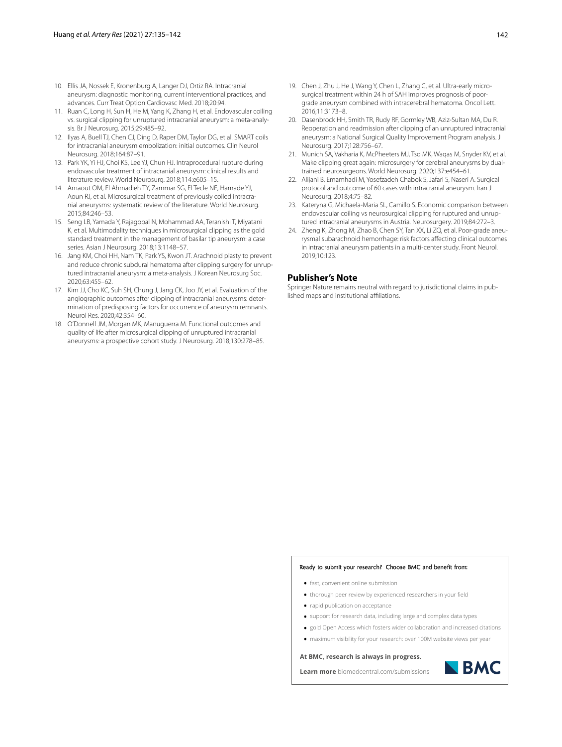10. Ellis JA, Nossek E, Kronenburg A, Langer DJ, Ortiz RA. Intracranial aneurysm: diagnostic monitoring, current interventional practices, and advances. Curr Treat Option Cardiovasc Med. 2018;20:94.
11. Ruan C, Long H, Sun H, He M, Yang K, Zhang H, et al. Endovascular coiling vs. surgical clipping for unruptured intracranial aneurysm: a meta-analysis. Br J Neurosurg. 2015;29:485–92.
12. Ilyas A, Buell TJ, Chen CJ, Ding D, Raper DM, Taylor DG, et al. SMART coils for intracranial aneurysm embolization: initial outcomes. Clin Neurol Neurosurg. 2018;164:87–91.
13. Park YK, Yi HJ, Choi KS, Lee YJ, Chun HJ. Intraprocedural rupture during endovascular treatment of intracranial aneurysm: clinical results and literature review. World Neurosurg. 2018;114:e605–15.
14. Arnaout OM, El Ahmadieh TY, Zammar SG, El Tecle NE, Hamade YJ, Aoun RJ, et al. Microsurgical treatment of previously coiled intracranial aneurysms: systematic review of the literature. World Neurosurg. 2015;84:246–53.
15. Seng LB, Yamada Y, Rajagopal N, Mohammad AA, Teranishi T, Miyatani K, et al. Multimodality techniques in microsurgical clipping as the gold standard treatment in the management of basilar tip aneurysm: a case series. Asian J Neurosurg. 2018;13:1148–57.
16. Jang KM, Choi HH, Nam TK, Park YS, Kwon JT. Arachnoid plasty to prevent and reduce chronic subdural hematoma after clipping surgery for unruptured intracranial aneurysm: a meta-analysis. J Korean Neurosurg Soc. 2020;63:455–62.
17. Kim JJ, Cho KC, Suh SH, Chung J, Jang CK, Joo JY, et al. Evaluation of the angiographic outcomes after clipping of intracranial aneurysms: determination of predisposing factors for occurrence of aneurysm remnants. Neurol Res. 2020;42:354–60.
18. O'Donnell JM, Morgan MK, Manuguerra M. Functional outcomes and quality of life after microsurgical clipping of unruptured intracranial aneurysms: a prospective cohort study. J Neurosurg. 2018;130:278–85.
19. Chen J, Zhu J, He J, Wang Y, Chen L, Zhang C, et al. Ultra-early microsurgical treatment within 24 h of SAH improves prognosis of poor-grade aneurysm combined with intracerebral hematoma. Oncol Lett. 2016;11:3173–8.
20. Dasenbrock HH, Smith TR, Rudy RF, Gormley WB, Aziz-Sultan MA, Du R. Reoperation and readmission after clipping of an unruptured intracranial aneurysm: a National Surgical Quality Improvement Program analysis. J Neurosurg. 2017;128:756–67.
21. Munich SA, Vakharia K, McPheeters MJ, Tso MK, Waqas M, Snyder KV, et al. Make clipping great again: microsurgery for cerebral aneurysms by dual-trained neurosurgeons. World Neurosurg. 2020;137:e454–61.
22. Alijani B, Emamhadi M, Yosefzadeh Chabok S, Jafari S, Naseri A. Surgical protocol and outcome of 60 cases with intracranial aneurysm. Iran J Neurosurg. 2018;4:75–82.
23. Kateryna G, Michaela-Maria SL, Camillo S. Economic comparison between endovascular coiling vs neurosurgical clipping for ruptured and unruptured intracranial aneurysms in Austria. Neurosurgery. 2019;84:272–3.
24. Zheng K, Zhong M, Zhao B, Chen SY, Tan XX, Li ZQ, et al. Poor-grade aneurysmal subarachnoid hemorrhage: risk factors affecting clinical outcomes in intracranial aneurysm patients in a multi-center study. Front Neurol. 2019;10:123.

## Publisher's Note

Springer Nature remains neutral with regard to jurisdictional claims in published maps and institutional affiliations.

Ready to submit your research? Choose BMC and benefit from:

- fast, convenient online submission
- thorough peer review by experienced researchers in your field
- rapid publication on acceptance
- support for research data, including large and complex data types
- gold Open Access which fosters wider collaboration and increased citations
- maximum visibility for your research: over 100M website views per year

**At BMC, research is always in progress.**

**Learn more** biomedcentral.com/submissions

BMC